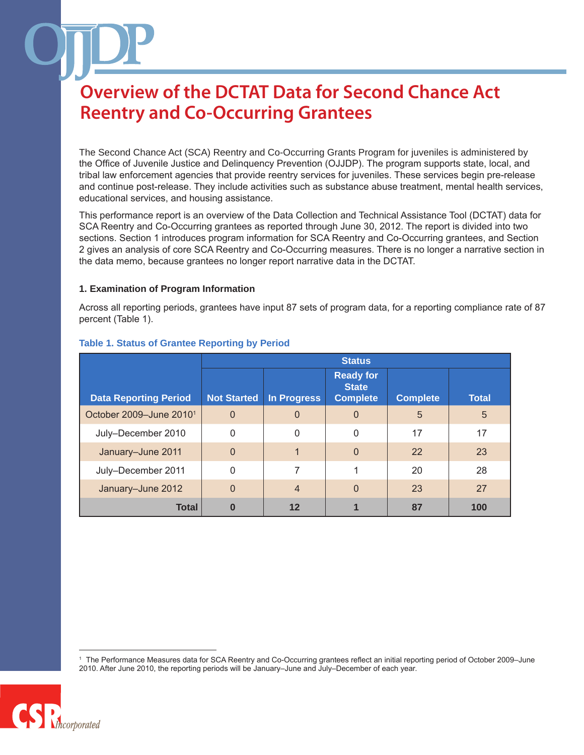# Overview of the DCTAT Data for Second Chance Act Reentry and Co-Occurring Grantees

The Second Chance Act (SCA) Reentry and Co-Occurring Grants Program for juveniles is administered by the Office of Juvenile Justice and Delinquency Prevention (OJJDP). The program supports state, local, and tribal law enforcement agencies that provide reentry services for juveniles. These services begin pre-release and continue post-release. They include activities such as substance abuse treatment, mental health services, educational services, and housing assistance.

This performance report is an overview of the Data Collection and Technical Assistance Tool (DCTAT) data for SCA Reentry and Co-Occurring grantees as reported through June 30, 2012. The report is divided into two sections. Section 1 introduces program information for SCA Reentry and Co-Occurring grantees, and Section 2 gives an analysis of core SCA Reentry and Co-Occurring measures. There is no longer a narrative section in the data memo, because grantees no longer report narrative data in the DCTAT.

## 1. Examination of Program Information

Across all reporting periods, grantees have input 87 sets of program data, for a reporting compliance rate of 87 percent (Table 1).

**Table 1. Status of Grantee Reporting by Period**

| | Status | | | | |
|---|---|---|---|---|---|
| **Data Reporting Period** | **Not Started** | **In Progress** | **Ready for State Complete** | **Complete** | **Total** |
| October 2009–June 2010[1] | 0 | 0 | 0 | 5 | 5 |
| July–December 2010 | 0 | 0 | 0 | 17 | 17 |
| January–June 2011 | 0 | 1 | 0 | 22 | 23 |
| July–December 2011 | 0 | 7 | 1 | 20 | 28 |
| January–June 2012 | 0 | 4 | 0 | 23 | 27 |
| **Total** | **0** | **12** | **1** | **87** | **100** |

[1] The Performance Measures data for SCA Reentry and Co-Occurring grantees reflect an initial reporting period of October 2009–June 2010. After June 2010, the reporting periods will be January–June and July–December of each year.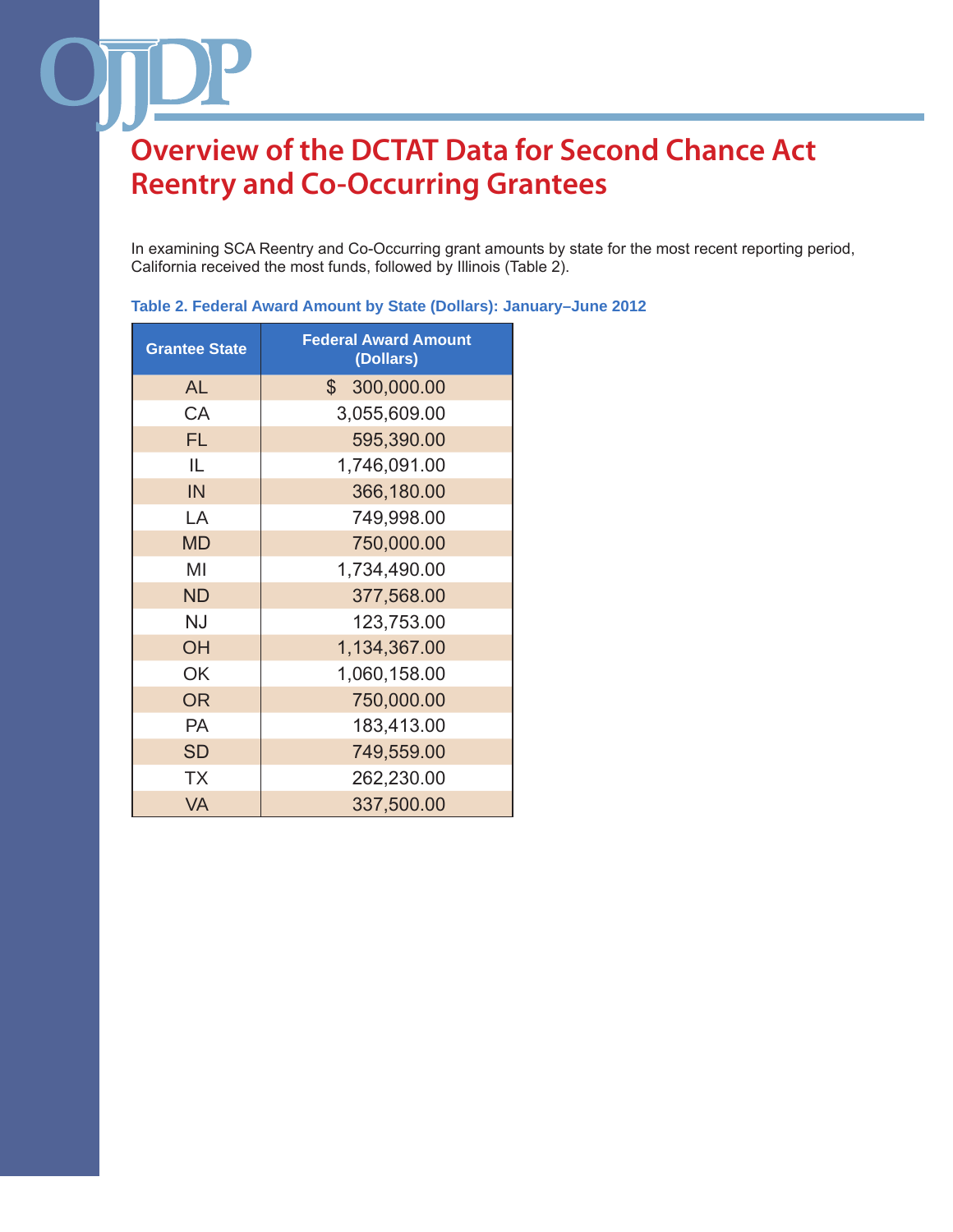# Overview of the DCTAT Data for Second Chance Act Reentry and Co-Occurring Grantees

In examining SCA Reentry and Co-Occurring grant amounts by state for the most recent reporting period, California received the most funds, followed by Illinois (Table 2).

**Table 2. Federal Award Amount by State (Dollars): January–June 2012**

| Grantee State | Federal Award Amount (Dollars) |
|---|---|
| AL | $ 300,000.00 |
| CA | 3,055,609.00 |
| FL | 595,390.00 |
| IL | 1,746,091.00 |
| IN | 366,180.00 |
| LA | 749,998.00 |
| MD | 750,000.00 |
| MI | 1,734,490.00 |
| ND | 377,568.00 |
| NJ | 123,753.00 |
| OH | 1,134,367.00 |
| OK | 1,060,158.00 |
| OR | 750,000.00 |
| PA | 183,413.00 |
| SD | 749,559.00 |
| TX | 262,230.00 |
| VA | 337,500.00 |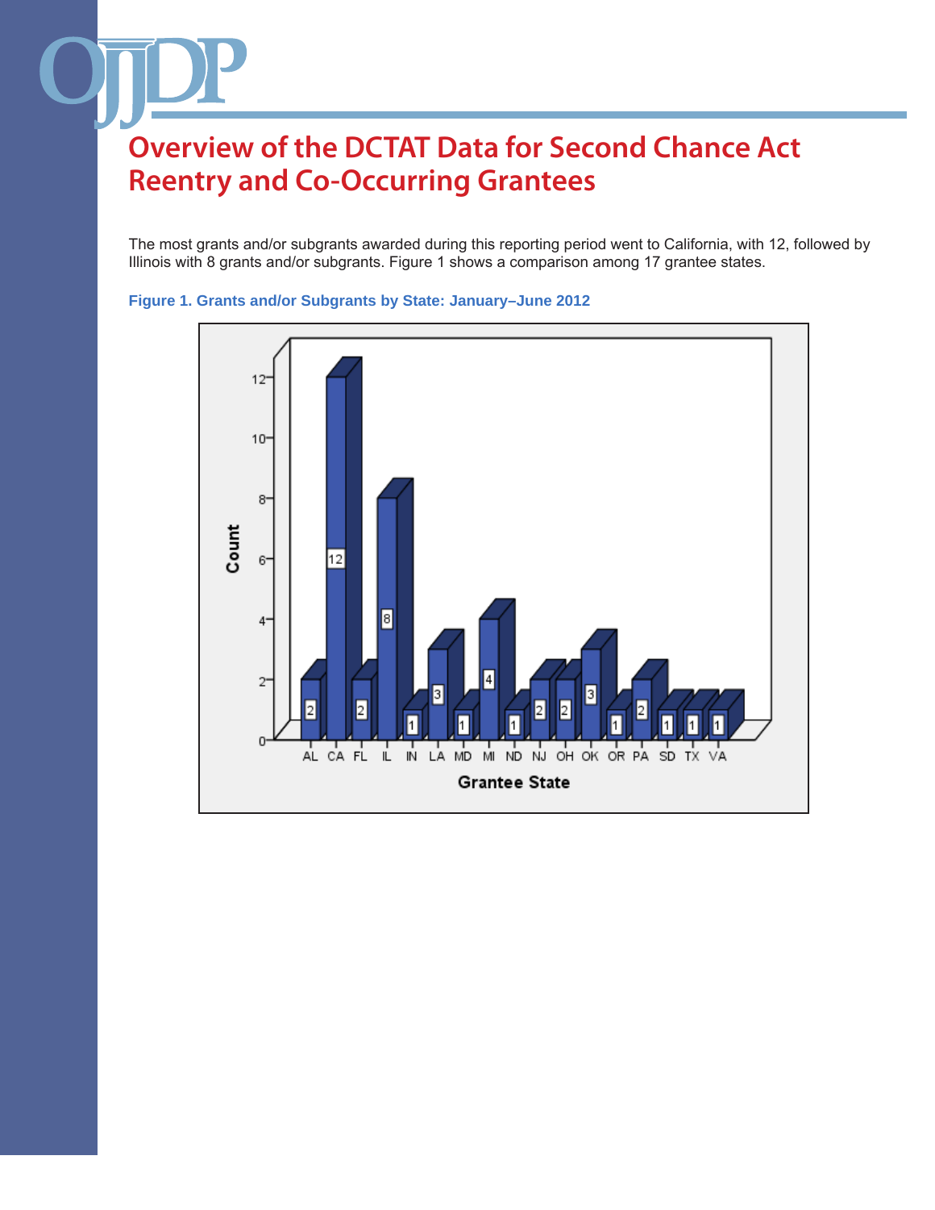# Overview of the DCTAT Data for Second Chance Act Reentry and Co-Occurring Grantees

The most grants and/or subgrants awarded during this reporting period went to California, with 12, followed by Illinois with 8 grants and/or subgrants. Figure 1 shows a comparison among 17 grantee states.

**Figure 1. Grants and/or Subgrants by State: January–June 2012**

| Grantee State | Count |
| --- | --- |
| AL | 2 |
| CA | 12 |
| FL | 2 |
| IL | 8 |
| IN | 1 |
| LA | 3 |
| MD | 1 |
| MI | 4 |
| ND | 1 |
| NJ | 2 |
| OH | 2 |
| OK | 3 |
| OR | 1 |
| PA | 2 |
| SD | 1 |
| TX | 1 |
| VA | 1 |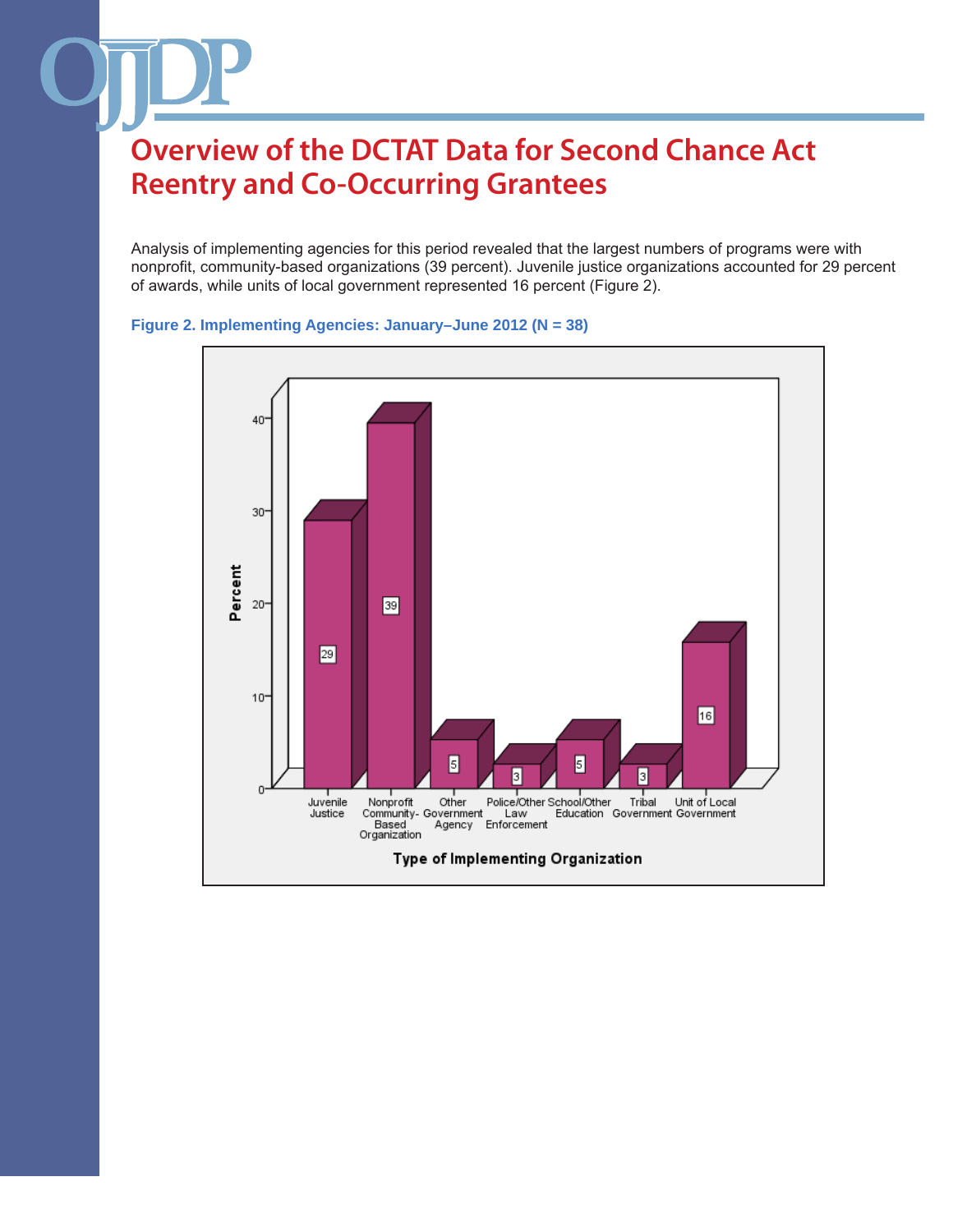# Overview of the DCTAT Data for Second Chance Act Reentry and Co-Occurring Grantees

Analysis of implementing agencies for this period revealed that the largest numbers of programs were with nonprofit, community-based organizations (39 percent). Juvenile justice organizations accounted for 29 percent of awards, while units of local government represented 16 percent (Figure 2).

**Figure 2. Implementing Agencies: January–June 2012 (N = 38)**

| Type of Implementing Organization | Percent |
|---|---|
| Juvenile Justice | 29 |
| Nonprofit Community-Based Organization | 39 |
| Other Government Agency | 5 |
| Police/Other Law Enforcement | 3 |
| School/Other Education | 5 |
| Tribal Government | 3 |
| Unit of Local Government | 16 |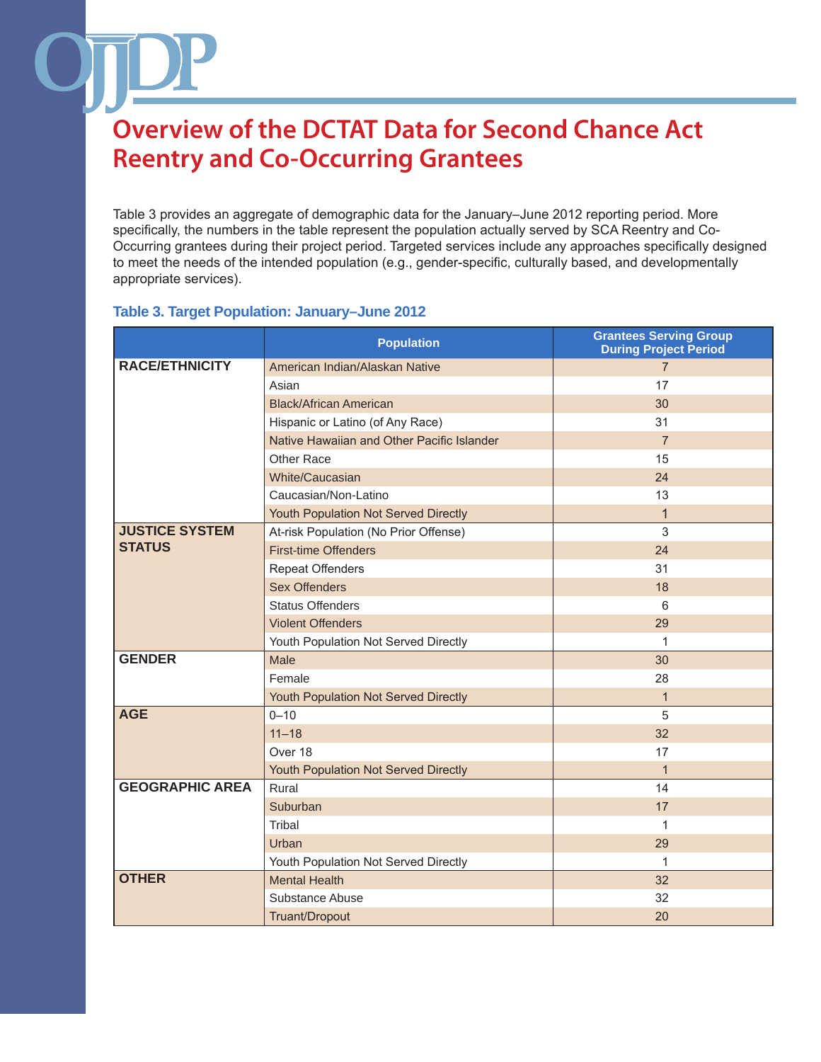# Overview of the DCTAT Data for Second Chance Act Reentry and Co-Occurring Grantees

Table 3 provides an aggregate of demographic data for the January–June 2012 reporting period. More specifically, the numbers in the table represent the population actually served by SCA Reentry and Co-Occurring grantees during their project period. Targeted services include any approaches specifically designed to meet the needs of the intended population (e.g., gender-specific, culturally based, and developmentally appropriate services).

**Table 3. Target Population: January–June 2012**

| | Population | Grantees Serving Group During Project Period |
|---|---|---|
| **RACE/ETHNICITY** | American Indian/Alaskan Native | 7 |
| | Asian | 17 |
| | Black/African American | 30 |
| | Hispanic or Latino (of Any Race) | 31 |
| | Native Hawaiian and Other Pacific Islander | 7 |
| | Other Race | 15 |
| | White/Caucasian | 24 |
| | Caucasian/Non-Latino | 13 |
| | Youth Population Not Served Directly | 1 |
| **JUSTICE SYSTEM STATUS** | At-risk Population (No Prior Offense) | 3 |
| | First-time Offenders | 24 |
| | Repeat Offenders | 31 |
| | Sex Offenders | 18 |
| | Status Offenders | 6 |
| | Violent Offenders | 29 |
| | Youth Population Not Served Directly | 1 |
| **GENDER** | Male | 30 |
| | Female | 28 |
| | Youth Population Not Served Directly | 1 |
| **AGE** | 0–10 | 5 |
| | 11–18 | 32 |
| | Over 18 | 17 |
| | Youth Population Not Served Directly | 1 |
| **GEOGRAPHIC AREA** | Rural | 14 |
| | Suburban | 17 |
| | Tribal | 1 |
| | Urban | 29 |
| | Youth Population Not Served Directly | 1 |
| **OTHER** | Mental Health | 32 |
| | Substance Abuse | 32 |
| | Truant/Dropout | 20 |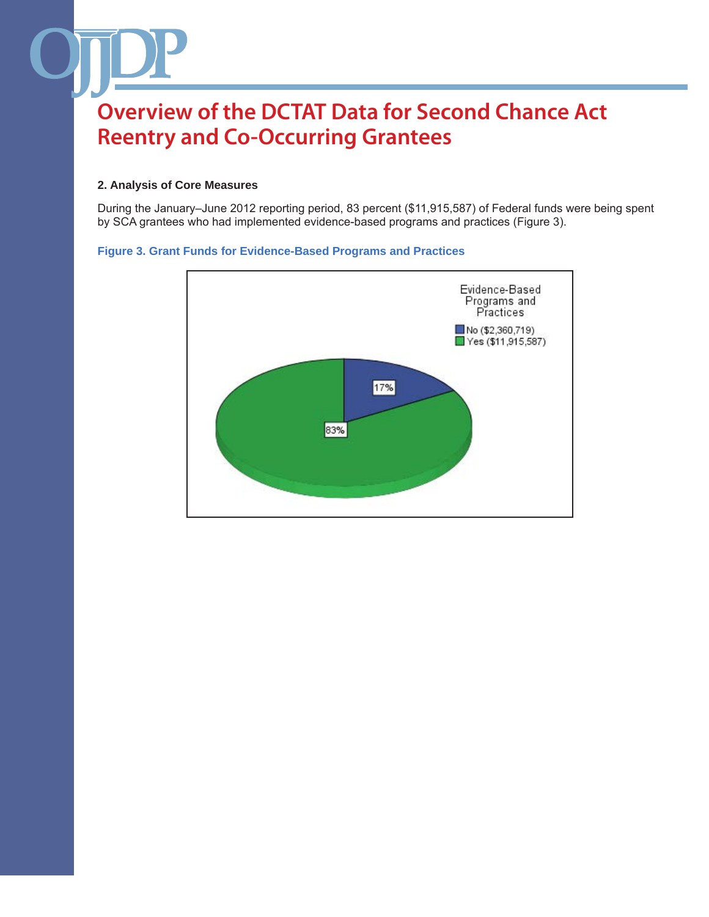# Overview of the DCTAT Data for Second Chance Act Reentry and Co-Occurring Grantees

### 2. Analysis of Core Measures

During the January–June 2012 reporting period, 83 percent ($11,915,587) of Federal funds were being spent by SCA grantees who had implemented evidence-based programs and practices (Figure 3).

**Figure 3. Grant Funds for Evidence-Based Programs and Practices**

Evidence-Based Programs and Practices

- No ($2,360,719): 17%
- Yes ($11,915,587): 83%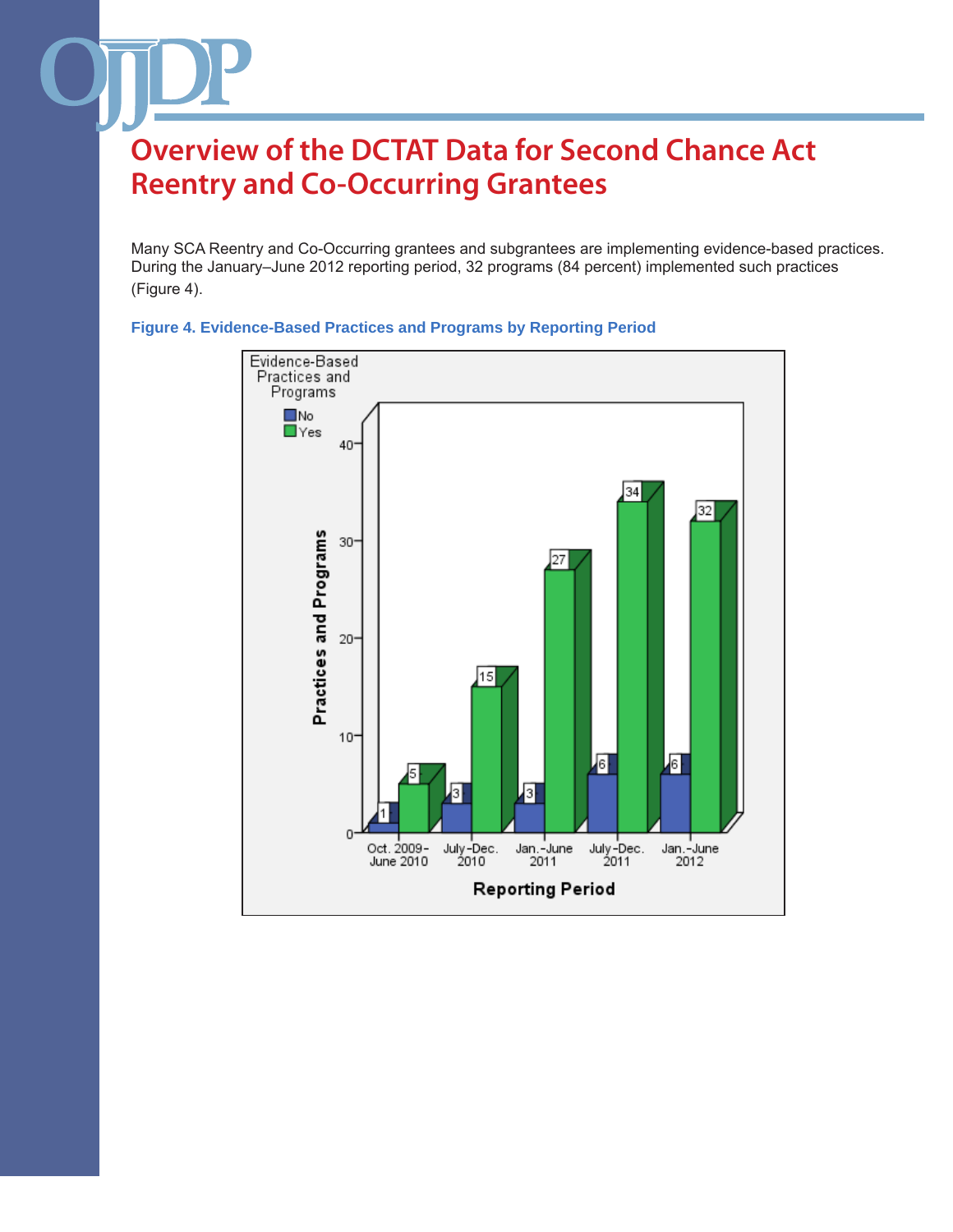# Overview of the DCTAT Data for Second Chance Act Reentry and Co-Occurring Grantees

Many SCA Reentry and Co-Occurring grantees and subgrantees are implementing evidence-based practices. During the January–June 2012 reporting period, 32 programs (84 percent) implemented such practices (Figure 4).

**Figure 4. Evidence-Based Practices and Programs by Reporting Period**

| Reporting Period | No | Yes |
|---|---|---|
| Oct. 2009–June 2010 | 1 | 5 |
| July–Dec. 2010 | 3 | 15 |
| Jan.–June 2011 | 3 | 27 |
| July–Dec. 2011 | 6 | 34 |
| Jan.–June 2012 | 6 | 32 |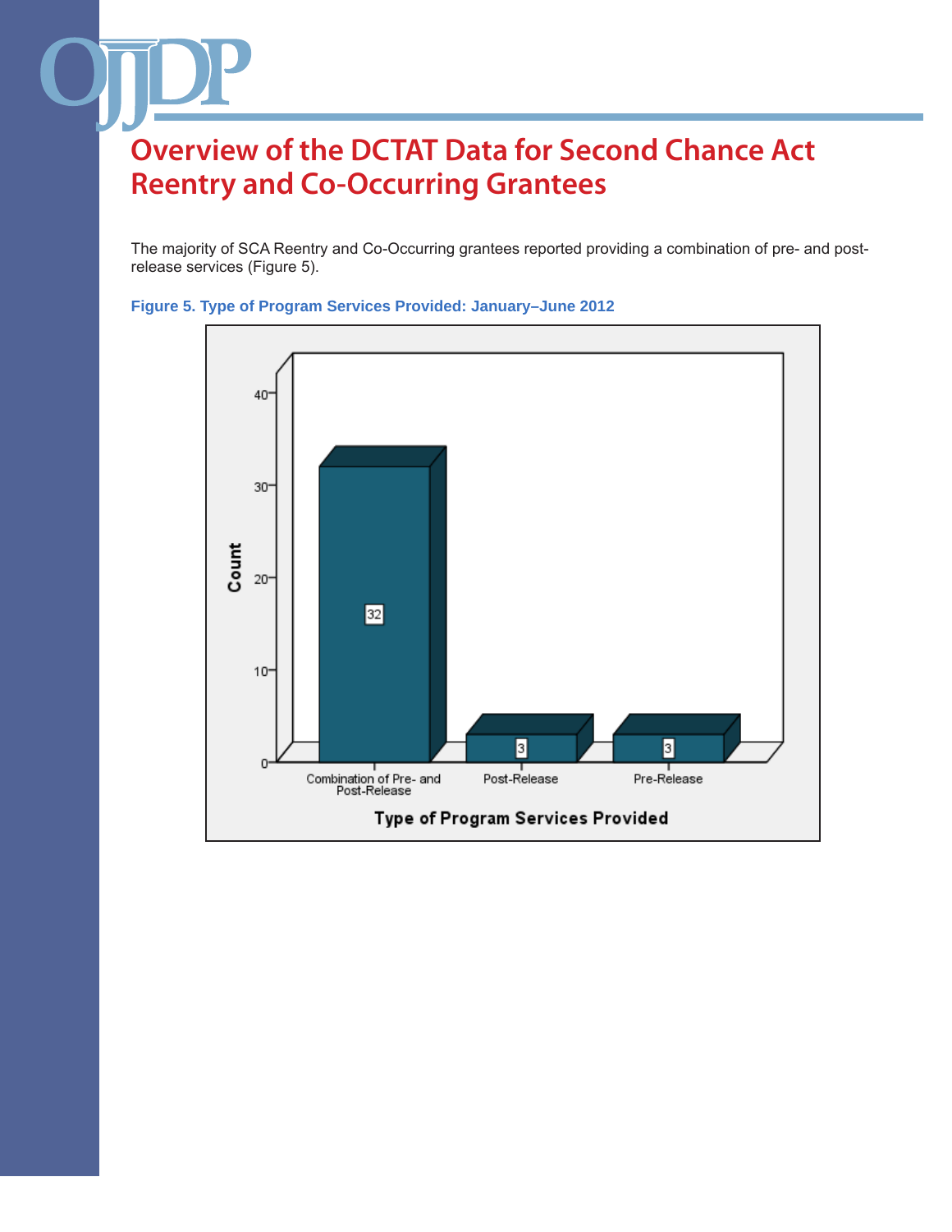# Overview of the DCTAT Data for Second Chance Act Reentry and Co-Occurring Grantees

The majority of SCA Reentry and Co-Occurring grantees reported providing a combination of pre- and post-release services (Figure 5).

**Figure 5. Type of Program Services Provided: January–June 2012**

| Type of Program Services Provided | Count |
|---|---|
| Combination of Pre- and Post-Release | 32 |
| Post-Release | 3 |
| Pre-Release | 3 |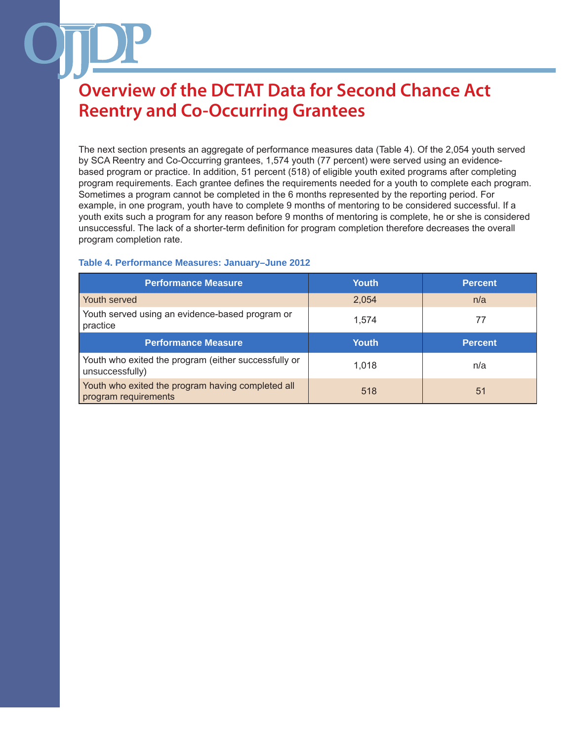# Overview of the DCTAT Data for Second Chance Act Reentry and Co-Occurring Grantees

The next section presents an aggregate of performance measures data (Table 4). Of the 2,054 youth served by SCA Reentry and Co-Occurring grantees, 1,574 youth (77 percent) were served using an evidence-based program or practice. In addition, 51 percent (518) of eligible youth exited programs after completing program requirements. Each grantee defines the requirements needed for a youth to complete each program. Sometimes a program cannot be completed in the 6 months represented by the reporting period. For example, in one program, youth have to complete 9 months of mentoring to be considered successful. If a youth exits such a program for any reason before 9 months of mentoring is complete, he or she is considered unsuccessful. The lack of a shorter-term definition for program completion therefore decreases the overall program completion rate.

**Table 4. Performance Measures: January–June 2012**

| Performance Measure | Youth | Percent |
|---|---|---|
| Youth served | 2,054 | n/a |
| Youth served using an evidence-based program or practice | 1,574 | 77 |
| **Performance Measure** | **Youth** | **Percent** |
| Youth who exited the program (either successfully or unsuccessfully) | 1,018 | n/a |
| Youth who exited the program having completed all program requirements | 518 | 51 |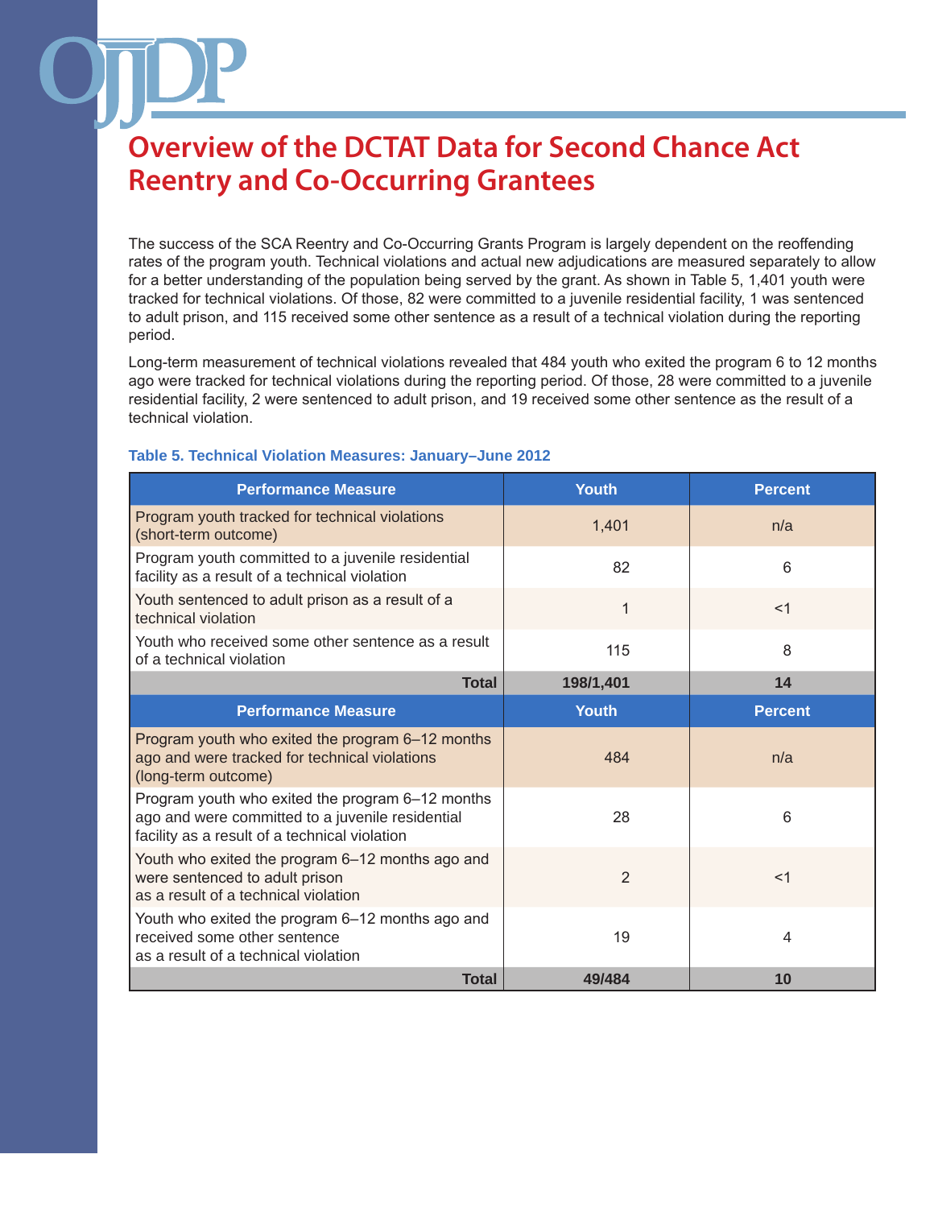# Overview of the DCTAT Data for Second Chance Act Reentry and Co-Occurring Grantees

The success of the SCA Reentry and Co-Occurring Grants Program is largely dependent on the reoffending rates of the program youth. Technical violations and actual new adjudications are measured separately to allow for a better understanding of the population being served by the grant. As shown in Table 5, 1,401 youth were tracked for technical violations. Of those, 82 were committed to a juvenile residential facility, 1 was sentenced to adult prison, and 115 received some other sentence as a result of a technical violation during the reporting period.

Long-term measurement of technical violations revealed that 484 youth who exited the program 6 to 12 months ago were tracked for technical violations during the reporting period. Of those, 28 were committed to a juvenile residential facility, 2 were sentenced to adult prison, and 19 received some other sentence as the result of a technical violation.

**Table 5. Technical Violation Measures: January–June 2012**

| Performance Measure | Youth | Percent |
|---|---|---|
| Program youth tracked for technical violations (short-term outcome) | 1,401 | n/a |
| Program youth committed to a juvenile residential facility as a result of a technical violation | 82 | 6 |
| Youth sentenced to adult prison as a result of a technical violation | 1 | <1 |
| Youth who received some other sentence as a result of a technical violation | 115 | 8 |
| **Total** | **198/1,401** | **14** |
| **Performance Measure** | **Youth** | **Percent** |
| Program youth who exited the program 6–12 months ago and were tracked for technical violations (long-term outcome) | 484 | n/a |
| Program youth who exited the program 6–12 months ago and were committed to a juvenile residential facility as a result of a technical violation | 28 | 6 |
| Youth who exited the program 6–12 months ago and were sentenced to adult prison as a result of a technical violation | 2 | <1 |
| Youth who exited the program 6–12 months ago and received some other sentence as a result of a technical violation | 19 | 4 |
| **Total** | **49/484** | **10** |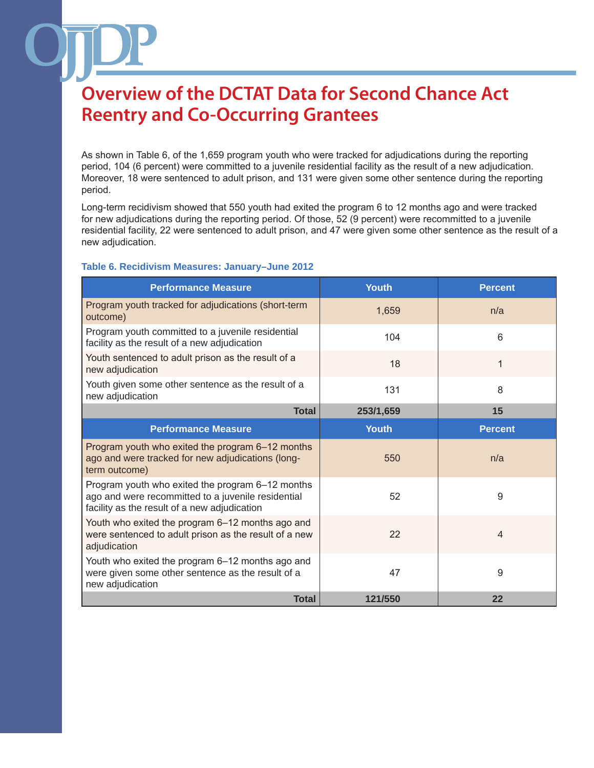# Overview of the DCTAT Data for Second Chance Act Reentry and Co-Occurring Grantees

As shown in Table 6, of the 1,659 program youth who were tracked for adjudications during the reporting period, 104 (6 percent) were committed to a juvenile residential facility as the result of a new adjudication. Moreover, 18 were sentenced to adult prison, and 131 were given some other sentence during the reporting period.

Long-term recidivism showed that 550 youth had exited the program 6 to 12 months ago and were tracked for new adjudications during the reporting period. Of those, 52 (9 percent) were recommitted to a juvenile residential facility, 22 were sentenced to adult prison, and 47 were given some other sentence as the result of a new adjudication.

**Table 6. Recidivism Measures: January–June 2012**

| Performance Measure | Youth | Percent |
|---|---|---|
| Program youth tracked for adjudications (short-term outcome) | 1,659 | n/a |
| Program youth committed to a juvenile residential facility as the result of a new adjudication | 104 | 6 |
| Youth sentenced to adult prison as the result of a new adjudication | 18 | 1 |
| Youth given some other sentence as the result of a new adjudication | 131 | 8 |
| **Total** | **253/1,659** | **15** |
| **Performance Measure** | **Youth** | **Percent** |
| Program youth who exited the program 6–12 months ago and were tracked for new adjudications (long-term outcome) | 550 | n/a |
| Program youth who exited the program 6–12 months ago and were recommitted to a juvenile residential facility as the result of a new adjudication | 52 | 9 |
| Youth who exited the program 6–12 months ago and were sentenced to adult prison as the result of a new adjudication | 22 | 4 |
| Youth who exited the program 6–12 months ago and were given some other sentence as the result of a new adjudication | 47 | 9 |
| **Total** | **121/550** | **22** |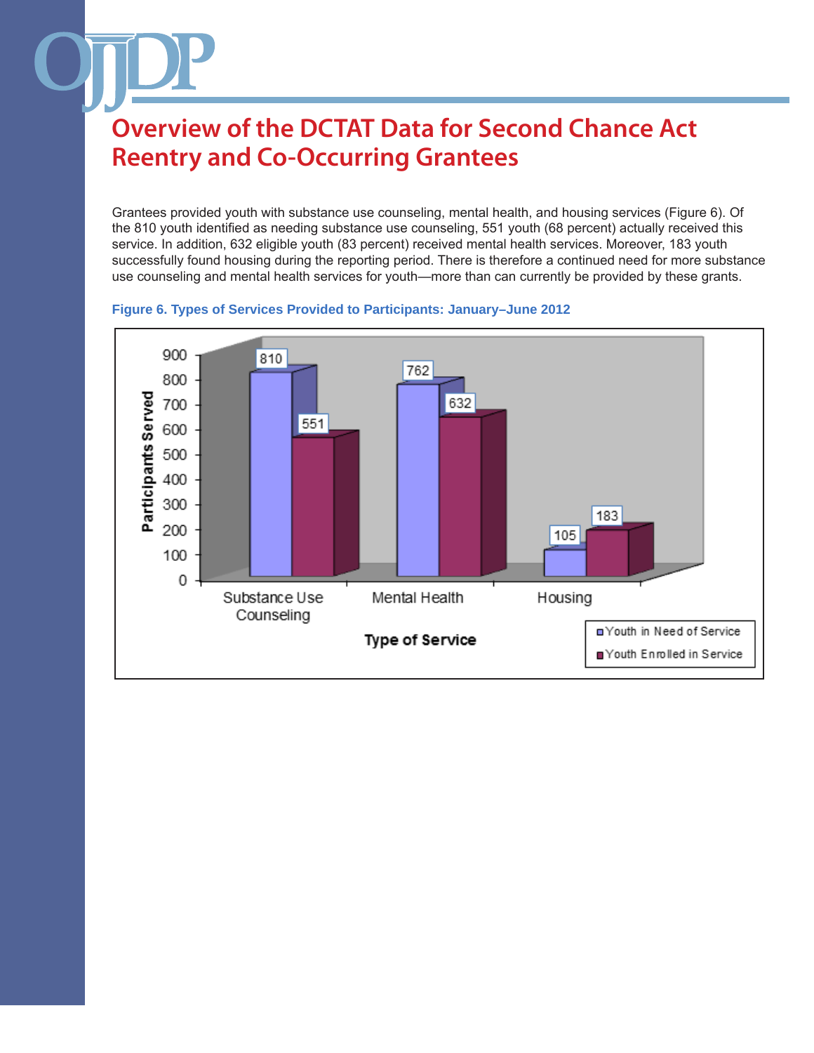# Overview of the DCTAT Data for Second Chance Act Reentry and Co-Occurring Grantees

Grantees provided youth with substance use counseling, mental health, and housing services (Figure 6). Of the 810 youth identified as needing substance use counseling, 551 youth (68 percent) actually received this service. In addition, 632 eligible youth (83 percent) received mental health services. Moreover, 183 youth successfully found housing during the reporting period. There is therefore a continued need for more substance use counseling and mental health services for youth—more than can currently be provided by these grants.

**Figure 6. Types of Services Provided to Participants: January–June 2012**

| Type of Service | Youth in Need of Service | Youth Enrolled in Service |
|---|---|---|
| Substance Use Counseling | 810 | 551 |
| Mental Health | 762 | 632 |
| Housing | 105 | 183 |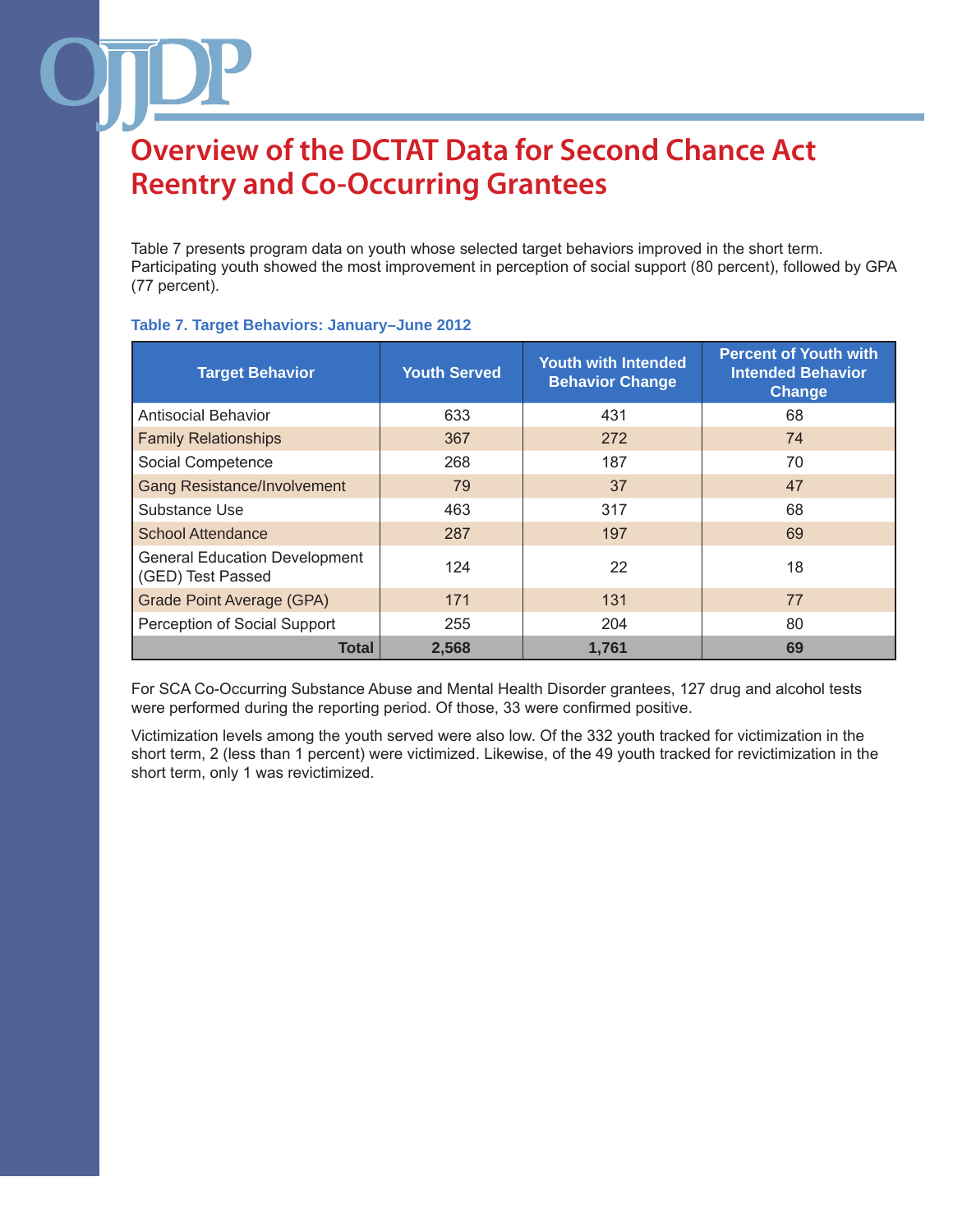# Overview of the DCTAT Data for Second Chance Act Reentry and Co-Occurring Grantees

Table 7 presents program data on youth whose selected target behaviors improved in the short term. Participating youth showed the most improvement in perception of social support (80 percent), followed by GPA (77 percent).

**Table 7. Target Behaviors: January–June 2012**

| Target Behavior | Youth Served | Youth with Intended Behavior Change | Percent of Youth with Intended Behavior Change |
|---|---|---|---|
| Antisocial Behavior | 633 | 431 | 68 |
| Family Relationships | 367 | 272 | 74 |
| Social Competence | 268 | 187 | 70 |
| Gang Resistance/Involvement | 79 | 37 | 47 |
| Substance Use | 463 | 317 | 68 |
| School Attendance | 287 | 197 | 69 |
| General Education Development (GED) Test Passed | 124 | 22 | 18 |
| Grade Point Average (GPA) | 171 | 131 | 77 |
| Perception of Social Support | 255 | 204 | 80 |
| **Total** | **2,568** | **1,761** | **69** |

For SCA Co-Occurring Substance Abuse and Mental Health Disorder grantees, 127 drug and alcohol tests were performed during the reporting period. Of those, 33 were confirmed positive.

Victimization levels among the youth served were also low. Of the 332 youth tracked for victimization in the short term, 2 (less than 1 percent) were victimized. Likewise, of the 49 youth tracked for revictimization in the short term, only 1 was revictimized.